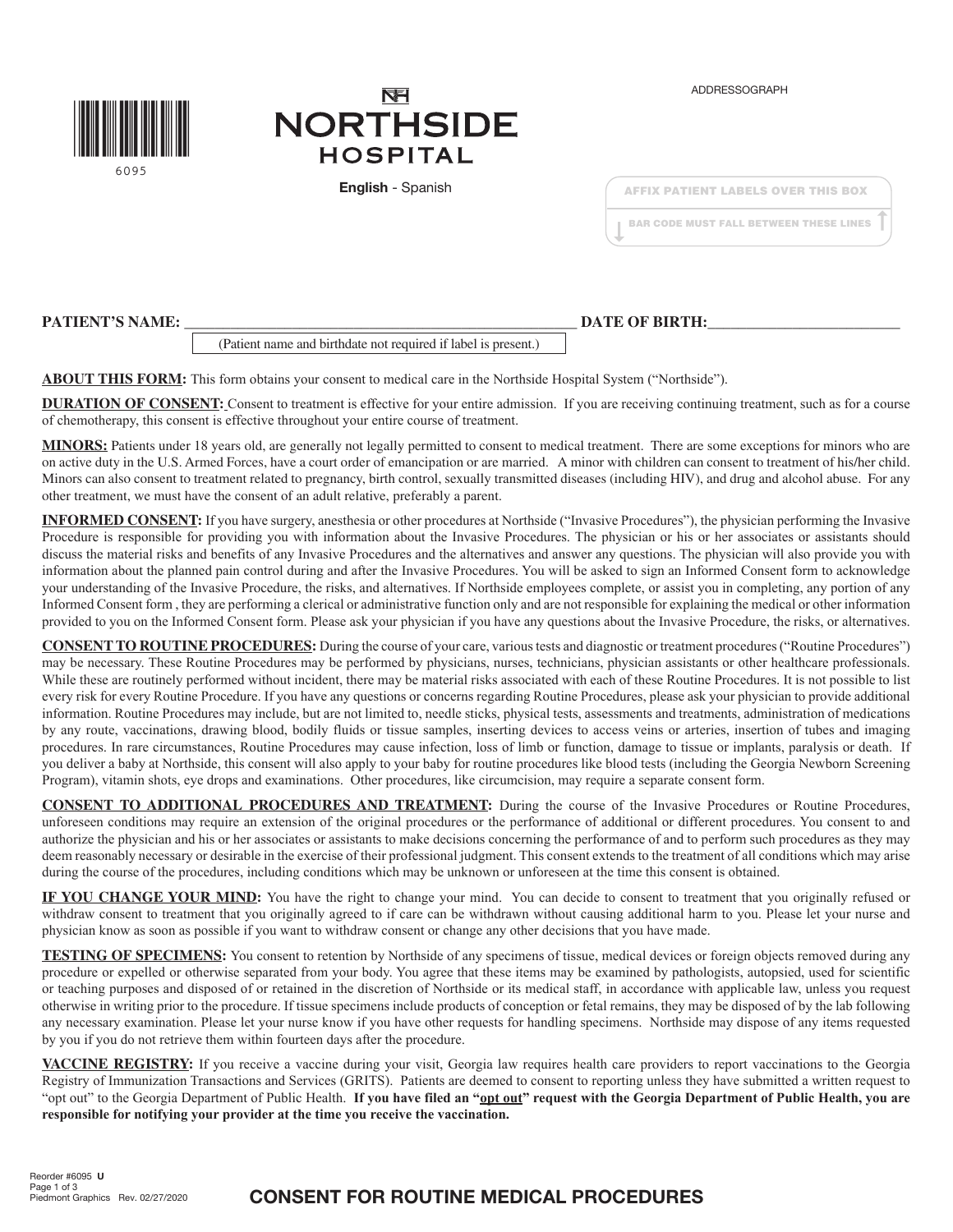6095

# NORTHSIDE HOSPITAL

**English** - Spanish

ADDRESSOGRAPH

AFFIX PATIENT LABELS OVER THIS BOX

BAR CODE MUST FALL BETWEEN THESE LINES

**PATIENT'S NAME:** ______________________________ **DATE OF BIRTH:** ______________________

(Patient name and birthdate not required if label is present.)

**ABOUT THIS FORM:** This form obtains your consent to medical care in the Northside Hospital System ("Northside").

**DURATION OF CONSENT:** Consent to treatment is effective for your entire admission. If you are receiving continuing treatment, such as for a course of chemotherapy, this consent is effective throughout your entire course of treatment.

**MINORS:** Patients under 18 years old, are generally not legally permitted to consent to medical treatment. There are some exceptions for minors who are on active duty in the U.S. Armed Forces, have a court order of emancipation or are married. A minor with children can consent to treatment of his/her child. Minors can also consent to treatment related to pregnancy, birth control, sexually transmitted diseases (including HIV), and drug and alcohol abuse. For any other treatment, we must have the consent of an adult relative, preferably a parent.

**INFORMED CONSENT:** If you have surgery, anesthesia or other procedures at Northside ("Invasive Procedures"), the physician performing the Invasive Procedure is responsible for providing you with information about the Invasive Procedures. The physician or his or her associates or assistants should discuss the material risks and benefits of any Invasive Procedures and the alternatives and answer any questions. The physician will also provide you with information about the planned pain control during and after the Invasive Procedures. You will be asked to sign an Informed Consent form to acknowledge your understanding of the Invasive Procedure, the risks, and alternatives. If Northside employees complete, or assist you in completing, any portion of any Informed Consent form , they are performing a clerical or administrative function only and are not responsible for explaining the medical or other information provided to you on the Informed Consent form. Please ask your physician if you have any questions about the Invasive Procedure, the risks, or alternatives.

**CONSENT TO ROUTINE PROCEDURES:** During the course of your care, various tests and diagnostic or treatment procedures ("Routine Procedures") may be necessary. These Routine Procedures may be performed by physicians, nurses, technicians, physician assistants or other healthcare professionals. While these are routinely performed without incident, there may be material risks associated with each of these Routine Procedures. It is not possible to list every risk for every Routine Procedure. If you have any questions or concerns regarding Routine Procedures, please ask your physician to provide additional information. Routine Procedures may include, but are not limited to, needle sticks, physical tests, assessments and treatments, administration of medications by any route, vaccinations, drawing blood, bodily fluids or tissue samples, inserting devices to access veins or arteries, insertion of tubes and imaging procedures. In rare circumstances, Routine Procedures may cause infection, loss of limb or function, damage to tissue or implants, paralysis or death. If you deliver a baby at Northside, this consent will also apply to your baby for routine procedures like blood tests (including the Georgia Newborn Screening Program), vitamin shots, eye drops and examinations. Other procedures, like circumcision, may require a separate consent form.

**CONSENT TO ADDITIONAL PROCEDURES AND TREATMENT:** During the course of the Invasive Procedures or Routine Procedures, unforeseen conditions may require an extension of the original procedures or the performance of additional or different procedures. You consent to and authorize the physician and his or her associates or assistants to make decisions concerning the performance of and to perform such procedures as they may deem reasonably necessary or desirable in the exercise of their professional judgment. This consent extends to the treatment of all conditions which may arise during the course of the procedures, including conditions which may be unknown or unforeseen at the time this consent is obtained.

**IF YOU CHANGE YOUR MIND:** You have the right to change your mind. You can decide to consent to treatment that you originally refused or withdraw consent to treatment that you originally agreed to if care can be withdrawn without causing additional harm to you. Please let your nurse and physician know as soon as possible if you want to withdraw consent or change any other decisions that you have made.

**TESTING OF SPECIMENS:** You consent to retention by Northside of any specimens of tissue, medical devices or foreign objects removed during any procedure or expelled or otherwise separated from your body. You agree that these items may be examined by pathologists, autopsied, used for scientific or teaching purposes and disposed of or retained in the discretion of Northside or its medical staff, in accordance with applicable law, unless you request otherwise in writing prior to the procedure. If tissue specimens include products of conception or fetal remains, they may be disposed of by the lab following any necessary examination. Please let your nurse know if you have other requests for handling specimens. Northside may dispose of any items requested by you if you do not retrieve them within fourteen days after the procedure.

**VACCINE REGISTRY:** If you receive a vaccine during your visit, Georgia law requires health care providers to report vaccinations to the Georgia Registry of Immunization Transactions and Services (GRITS). Patients are deemed to consent to reporting unless they have submitted a written request to "opt out" to the Georgia Department of Public Health. **If you have filed an "opt out" request with the Georgia Department of Public Health, you are responsible for notifying your provider at the time you receive the vaccination.**

Reorder #6095 U
Piedmont Graphics Rev. 02/27/2020

**CONSENT FOR ROUTINE MEDICAL PROCEDURES**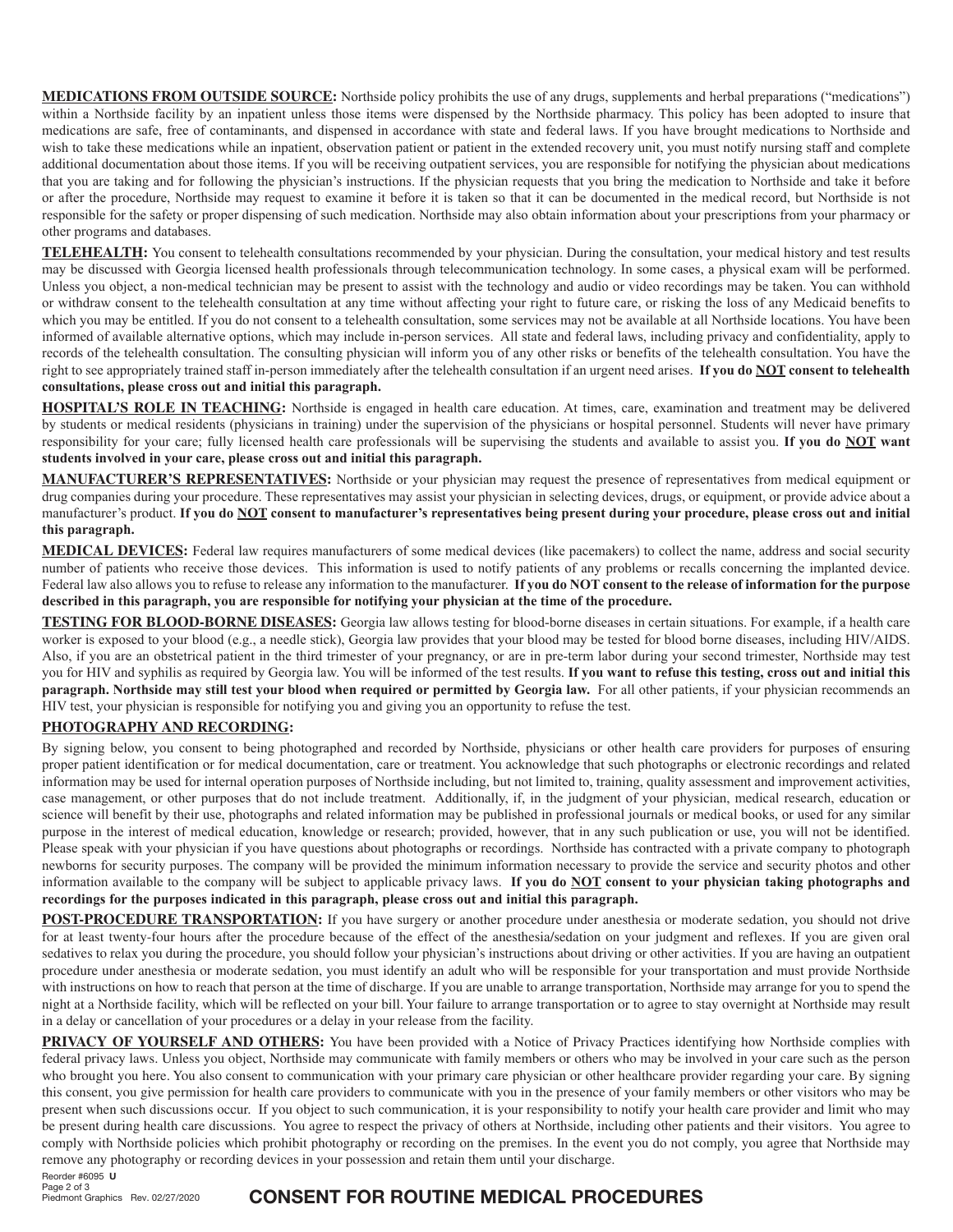**MEDICATIONS FROM OUTSIDE SOURCE:** Northside policy prohibits the use of any drugs, supplements and herbal preparations ("medications") within a Northside facility by an inpatient unless those items were dispensed by the Northside pharmacy. This policy has been adopted to insure that medications are safe, free of contaminants, and dispensed in accordance with state and federal laws. If you have brought medications to Northside and wish to take these medications while an inpatient, observation patient or patient in the extended recovery unit, you must notify nursing staff and complete additional documentation about those items. If you will be receiving outpatient services, you are responsible for notifying the physician about medications that you are taking and for following the physician's instructions. If the physician requests that you bring the medication to Northside and take it before or after the procedure, Northside may request to examine it before it is taken so that it can be documented in the medical record, but Northside is not responsible for the safety or proper dispensing of such medication. Northside may also obtain information about your prescriptions from your pharmacy or other programs and databases.

**TELEHEALTH:** You consent to telehealth consultations recommended by your physician. During the consultation, your medical history and test results may be discussed with Georgia licensed health professionals through telecommunication technology. In some cases, a physical exam will be performed. Unless you object, a non-medical technician may be present to assist with the technology and audio or video recordings may be taken. You can withhold or withdraw consent to the telehealth consultation at any time without affecting your right to future care, or risking the loss of any Medicaid benefits to which you may be entitled. If you do not consent to a telehealth consultation, some services may not be available at all Northside locations. You have been informed of available alternative options, which may include in-person services. All state and federal laws, including privacy and confidentiality, apply to records of the telehealth consultation. The consulting physician will inform you of any other risks or benefits of the telehealth consultation. You have the right to see appropriately trained staff in-person immediately after the telehealth consultation if an urgent need arises. **If you do NOT consent to telehealth consultations, please cross out and initial this paragraph.**

**HOSPITAL'S ROLE IN TEACHING:** Northside is engaged in health care education. At times, care, examination and treatment may be delivered by students or medical residents (physicians in training) under the supervision of the physicians or hospital personnel. Students will never have primary responsibility for your care; fully licensed health care professionals will be supervising the students and available to assist you. **If you do NOT want students involved in your care, please cross out and initial this paragraph.**

**MANUFACTURER'S REPRESENTATIVES:** Northside or your physician may request the presence of representatives from medical equipment or drug companies during your procedure. These representatives may assist your physician in selecting devices, drugs, or equipment, or provide advice about a manufacturer's product. **If you do NOT consent to manufacturer's representatives being present during your procedure, please cross out and initial this paragraph.**

**MEDICAL DEVICES:** Federal law requires manufacturers of some medical devices (like pacemakers) to collect the name, address and social security number of patients who receive those devices. This information is used to notify patients of any problems or recalls concerning the implanted device. Federal law also allows you to refuse to release any information to the manufacturer. **If you do NOT consent to the release of information for the purpose described in this paragraph, you are responsible for notifying your physician at the time of the procedure.**

**TESTING FOR BLOOD-BORNE DISEASES:** Georgia law allows testing for blood-borne diseases in certain situations. For example, if a health care worker is exposed to your blood (e.g., a needle stick), Georgia law provides that your blood may be tested for blood borne diseases, including HIV/AIDS. Also, if you are an obstetrical patient in the third trimester of your pregnancy, or are in pre-term labor during your second trimester, Northside may test you for HIV and syphilis as required by Georgia law. You will be informed of the test results. **If you want to refuse this testing, cross out and initial this paragraph. Northside may still test your blood when required or permitted by Georgia law.** For all other patients, if your physician recommends an HIV test, your physician is responsible for notifying you and giving you an opportunity to refuse the test.

**PHOTOGRAPHY AND RECORDING:**

By signing below, you consent to being photographed and recorded by Northside, physicians or other health care providers for purposes of ensuring proper patient identification or for medical documentation, care or treatment. You acknowledge that such photographs or electronic recordings and related information may be used for internal operation purposes of Northside including, but not limited to, training, quality assessment and improvement activities, case management, or other purposes that do not include treatment. Additionally, if, in the judgment of your physician, medical research, education or science will benefit by their use, photographs and related information may be published in professional journals or medical books, or used for any similar purpose in the interest of medical education, knowledge or research; provided, however, that in any such publication or use, you will not be identified. Please speak with your physician if you have questions about photographs or recordings. Northside has contracted with a private company to photograph newborns for security purposes. The company will be provided the minimum information necessary to provide the service and security photos and other information available to the company will be subject to applicable privacy laws. **If you do NOT consent to your physician taking photographs and recordings for the purposes indicated in this paragraph, please cross out and initial this paragraph.**

**POST-PROCEDURE TRANSPORTATION:** If you have surgery or another procedure under anesthesia or moderate sedation, you should not drive for at least twenty-four hours after the procedure because of the effect of the anesthesia/sedation on your judgment and reflexes. If you are given oral sedatives to relax you during the procedure, you should follow your physician's instructions about driving or other activities. If you are having an outpatient procedure under anesthesia or moderate sedation, you must identify an adult who will be responsible for your transportation and must provide Northside with instructions on how to reach that person at the time of discharge. If you are unable to arrange transportation, Northside may arrange for you to spend the night at a Northside facility, which will be reflected on your bill. Your failure to arrange transportation or to agree to stay overnight at Northside may result in a delay or cancellation of your procedures or a delay in your release from the facility.

**PRIVACY OF YOURSELF AND OTHERS:** You have been provided with a Notice of Privacy Practices identifying how Northside complies with federal privacy laws. Unless you object, Northside may communicate with family members or others who may be involved in your care such as the person who brought you here. You also consent to communication with your primary care physician or other healthcare provider regarding your care. By signing this consent, you give permission for health care providers to communicate with you in the presence of your family members or other visitors who may be present when such discussions occur. If you object to such communication, it is your responsibility to notify your health care provider and limit who may be present during health care discussions. You agree to respect the privacy of others at Northside, including other patients and their visitors. You agree to comply with Northside policies which prohibit photography or recording on the premises. In the event you do not comply, you agree that Northside may remove any photography or recording devices in your possession and retain them until your discharge.

Reorder #6095 U
Piedmont Graphics Rev. 02/27/2020

**CONSENT FOR ROUTINE MEDICAL PROCEDURES**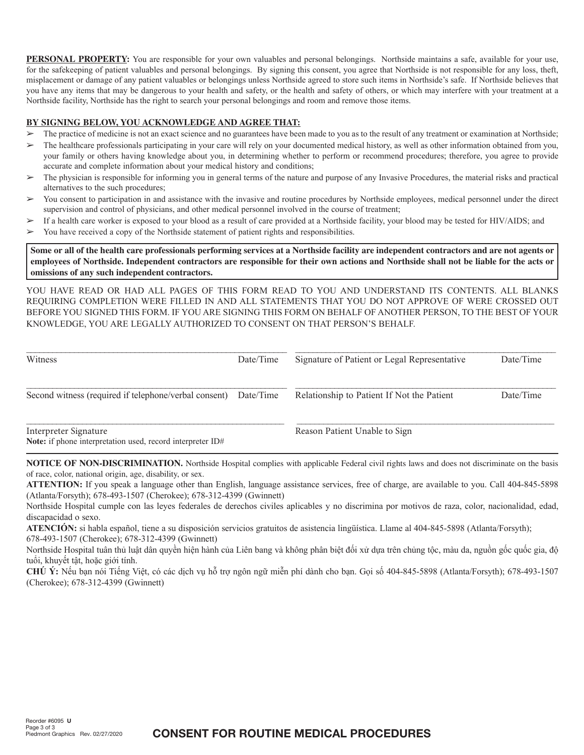**PERSONAL PROPERTY:** You are responsible for your own valuables and personal belongings. Northside maintains a safe, available for your use, for the safekeeping of patient valuables and personal belongings. By signing this consent, you agree that Northside is not responsible for any loss, theft, misplacement or damage of any patient valuables or belongings unless Northside agreed to store such items in Northside's safe. If Northside believes that you have any items that may be dangerous to your health and safety, or the health and safety of others, or which may interfere with your treatment at a Northside facility, Northside has the right to search your personal belongings and room and remove those items.

**BY SIGNING BELOW, YOU ACKNOWLEDGE AND AGREE THAT:**

- The practice of medicine is not an exact science and no guarantees have been made to you as to the result of any treatment or examination at Northside;
- The healthcare professionals participating in your care will rely on your documented medical history, as well as other information obtained from you, your family or others having knowledge about you, in determining whether to perform or recommend procedures; therefore, you agree to provide accurate and complete information about your medical history and conditions;
- The physician is responsible for informing you in general terms of the nature and purpose of any Invasive Procedures, the material risks and practical alternatives to the such procedures;
- You consent to participation in and assistance with the invasive and routine procedures by Northside employees, medical personnel under the direct supervision and control of physicians, and other medical personnel involved in the course of treatment;
- If a health care worker is exposed to your blood as a result of care provided at a Northside facility, your blood may be tested for HIV/AIDS; and
- You have received a copy of the Northside statement of patient rights and responsibilities.

**Some or all of the health care professionals performing services at a Northside facility are independent contractors and are not agents or employees of Northside. Independent contractors are responsible for their own actions and Northside shall not be liable for the acts or omissions of any such independent contractors.**

YOU HAVE READ OR HAD ALL PAGES OF THIS FORM READ TO YOU AND UNDERSTAND ITS CONTENTS. ALL BLANKS REQUIRING COMPLETION WERE FILLED IN AND ALL STATEMENTS THAT YOU DO NOT APPROVE OF WERE CROSSED OUT BEFORE YOU SIGNED THIS FORM. IF YOU ARE SIGNING THIS FORM ON BEHALF OF ANOTHER PERSON, TO THE BEST OF YOUR KNOWLEDGE, YOU ARE LEGALLY AUTHORIZED TO CONSENT ON THAT PERSON'S BEHALF.

_______________________________________________ 
Witness Date/Time

_______________________________________________ 
Signature of Patient or Legal Representative Date/Time

_______________________________________________ 
Second witness (required if telephone/verbal consent) Date/Time

_______________________________________________ 
Relationship to Patient If Not the Patient Date/Time

_______________________________________________ 
Interpreter Signature
**Note:** if phone interpretation used, record interpreter ID#

_______________________________________________ 
Reason Patient Unable to Sign

**NOTICE OF NON-DISCRIMINATION.** Northside Hospital complies with applicable Federal civil rights laws and does not discriminate on the basis of race, color, national origin, age, disability, or sex.

**ATTENTION:** If you speak a language other than English, language assistance services, free of charge, are available to you. Call 404-845-5898 (Atlanta/Forsyth); 678-493-1507 (Cherokee); 678-312-4399 (Gwinnett)

Northside Hospital cumple con las leyes federales de derechos civiles aplicables y no discrimina por motivos de raza, color, nacionalidad, edad, discapacidad o sexo.

**ATENCIÓN:** si habla español, tiene a su disposición servicios gratuitos de asistencia lingüística. Llame al 404-845-5898 (Atlanta/Forsyth); 678-493-1507 (Cherokee); 678-312-4399 (Gwinnett)

Northside Hospital tuân thủ luật dân quyền hiện hành của Liên bang và không phân biệt đối xử dựa trên chủng tộc, màu da, nguồn gốc quốc gia, độ tuổi, khuyết tật, hoặc giới tính.

**CHÚ Ý:** Nếu bạn nói Tiếng Việt, có các dịch vụ hỗ trợ ngôn ngữ miễn phí dành cho bạn. Gọi số 404-845-5898 (Atlanta/Forsyth); 678-493-1507 (Cherokee); 678-312-4399 (Gwinnett)

Reorder #6095 **U**
Piedmont Graphics Rev. 02/27/2020

**CONSENT FOR ROUTINE MEDICAL PROCEDURES**